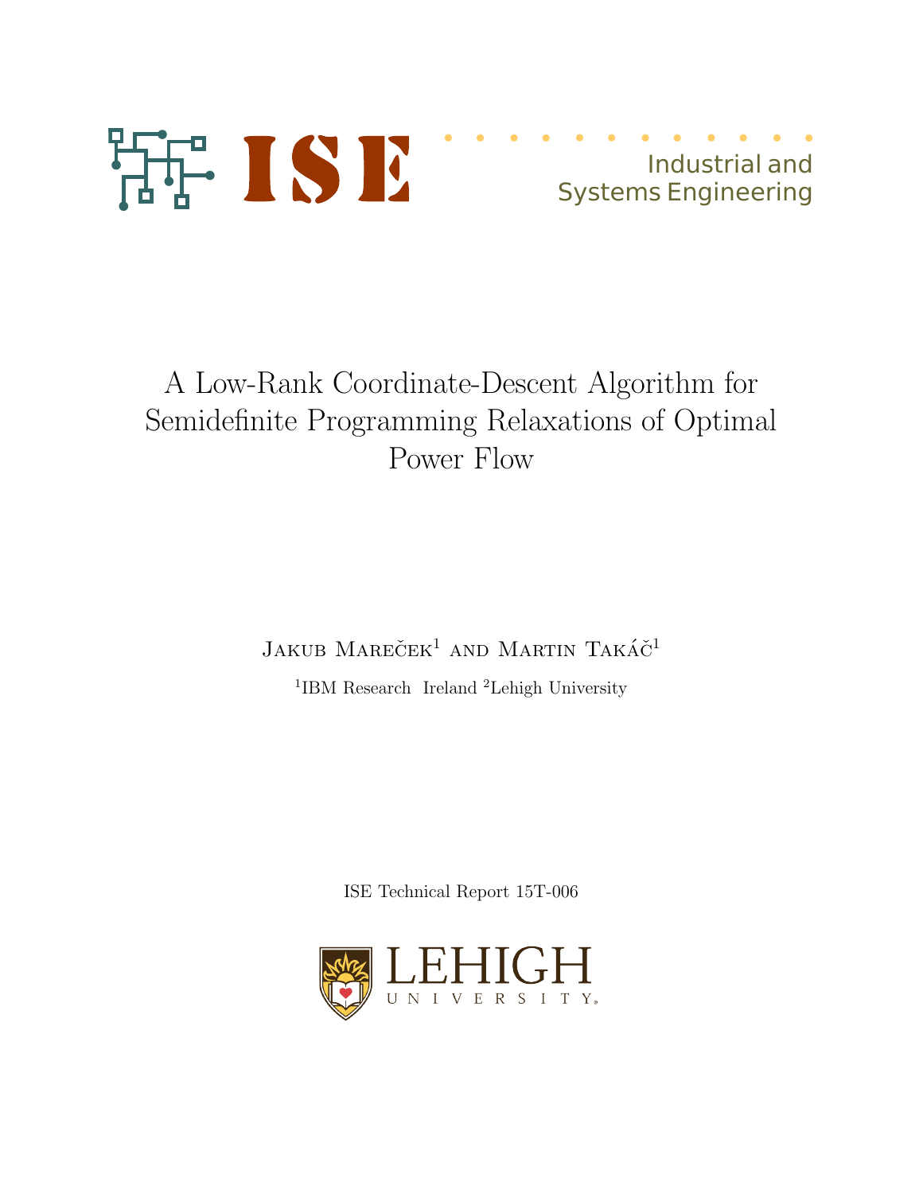ISE Industrial and Systems Engineering

# A Low-Rank Coordinate-Descent Algorithm for Semidefinite Programming Relaxations of Optimal Power Flow

Jakub Mareček[1] and Martin Takáč[1]

[1]IBM Research Ireland [2]Lehigh University

ISE Technical Report 15T-006

LEHIGH UNIVERSITY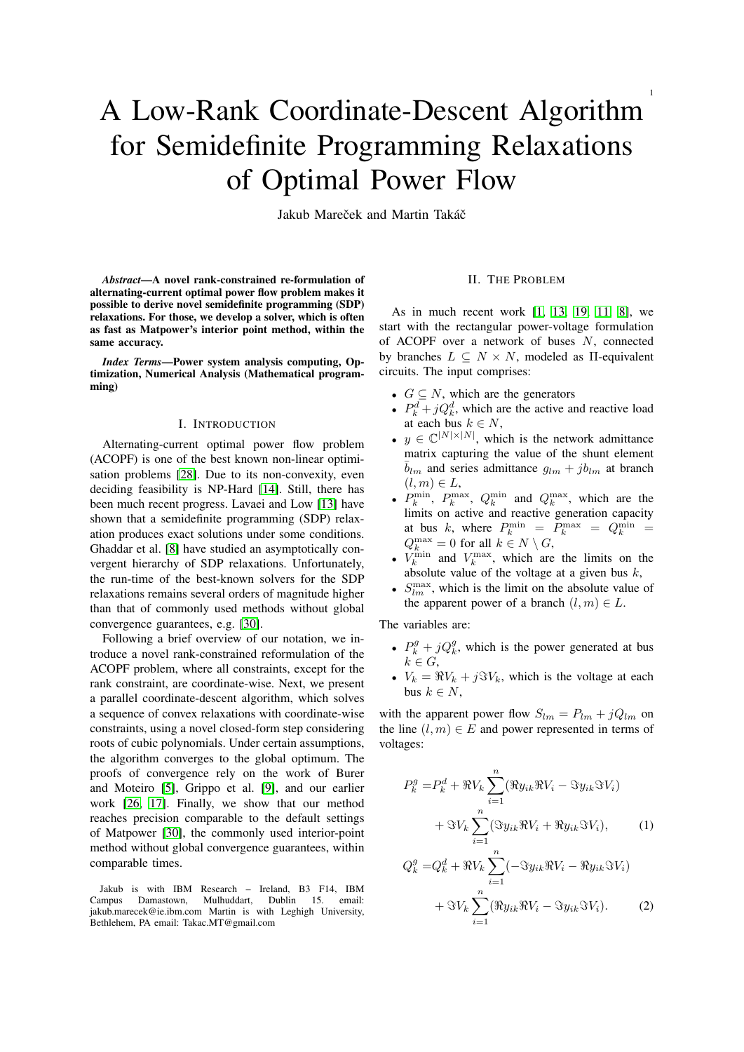# A Low-Rank Coordinate-Descent Algorithm for Semidefinite Programming Relaxations of Optimal Power Flow

Jakub Mareček and Martin Takáč

***Abstract*—A novel rank-constrained re-formulation of alternating-current optimal power flow problem makes it possible to derive novel semidefinite programming (SDP) relaxations. For those, we develop a solver, which is often as fast as Matpower's interior point method, within the same accuracy.**

***Index Terms*—Power system analysis computing, Optimization, Numerical Analysis (Mathematical programming)**

## I. Introduction

Alternating-current optimal power flow problem (ACOPF) is one of the best known non-linear optimisation problems [28]. Due to its non-convexity, even deciding feasibility is NP-Hard [14]. Still, there has been much recent progress. Lavaei and Low [13] have shown that a semidefinite programming (SDP) relaxation produces exact solutions under some conditions. Ghaddar et al. [8] have studied an asymptotically convergent hierarchy of SDP relaxations. Unfortunately, the run-time of the best-known solvers for the SDP relaxations remains several orders of magnitude higher than that of commonly used methods without global convergence guarantees, e.g. [30].

Following a brief overview of our notation, we introduce a novel rank-constrained reformulation of the ACOPF problem, where all constraints, except for the rank constraint, are coordinate-wise. Next, we present a parallel coordinate-descent algorithm, which solves a sequence of convex relaxations with coordinate-wise constraints, using a novel closed-form step considering roots of cubic polynomials. Under certain assumptions, the algorithm converges to the global optimum. The proofs of convergence rely on the work of Burer and Moteiro [5], Grippo et al. [9], and our earlier work [26, 17]. Finally, we show that our method reaches precision comparable to the default settings of Matpower [30], the commonly used interior-point method without global convergence guarantees, within comparable times.

Jakub is with IBM Research – Ireland, B3 F14, IBM Campus Damastown, Mulhuddart, Dublin 15. email: jakub.marecek@ie.ibm.com Martin is with Leghigh University, Bethlehem, PA email: Takac.MT@gmail.com

## II. The Problem

As in much recent work [1, 13, 19, 11, 8], we start with the rectangular power-voltage formulation of ACOPF over a network of buses $N$, connected by branches $L \subseteq N \times N$, modeled as Π-equivalent circuits. The input comprises:

- $G \subseteq N$, which are the generators
- $P_k^d + jQ_k^d$, which are the active and reactive load at each bus $k \in N$,
- $y \in \mathbb{C}^{|N| \times |N|}$, which is the network admittance matrix capturing the value of the shunt element $\bar{b}_{lm}$ and series admittance $g_{lm} + jb_{lm}$ at branch $(l, m) \in L$,
- $P_k^{\min}$, $P_k^{\max}$, $Q_k^{\min}$ and $Q_k^{\max}$, which are the limits on active and reactive generation capacity at bus $k$, where $P_k^{\min} = P_k^{\max} = Q_k^{\min} = Q_k^{\max} = 0$ for all $k \in N \setminus G$,
- $V_k^{\min}$ and $V_k^{\max}$, which are the limits on the absolute value of the voltage at a given bus $k$,
- $S_{lm}^{\max}$, which is the limit on the absolute value of the apparent power of a branch $(l, m) \in L$.

The variables are:

- $P_k^g + jQ_k^g$, which is the power generated at bus $k \in G$,
- $V_k = \Re V_k + j\Im V_k$, which is the voltage at each bus $k \in N$,

with the apparent power flow $S_{lm} = P_{lm} + jQ_{lm}$ on the line $(l, m) \in E$ and power represented in terms of voltages:

$$
\begin{aligned}
P_k^g =& P_k^d + \Re V_k \sum_{i=1}^{n} (\Re y_{ik} \Re V_i - \Im y_{ik} \Im V_i) \\
&+ \Im V_k \sum_{i=1}^{n} (\Im y_{ik} \Re V_i + \Re y_{ik} \Im V_i), \qquad (1)
\end{aligned}
$$

$$
\begin{aligned}
Q_k^g =& Q_k^d + \Re V_k \sum_{i=1}^{n} (-\Im y_{ik} \Re V_i - \Re y_{ik} \Im V_i) \\
&+ \Im V_k \sum_{i=1}^{n} (\Re y_{ik} \Re V_i - \Im y_{ik} \Im V_i). \qquad (2)
\end{aligned}
$$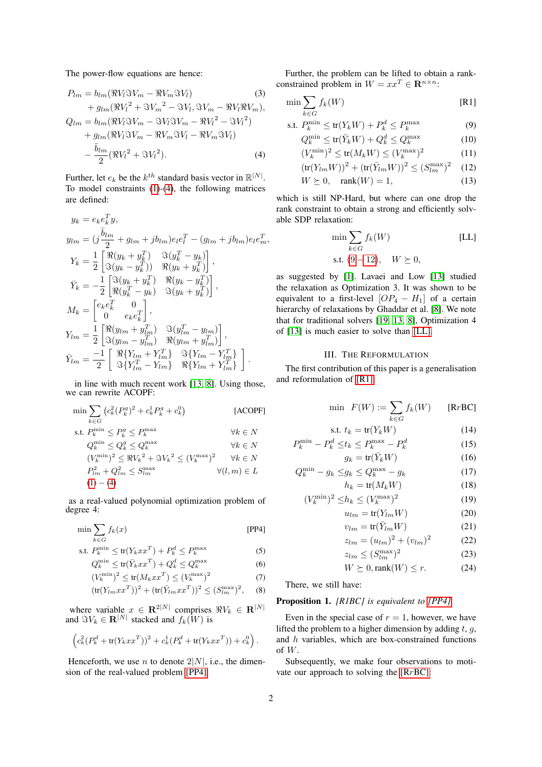The power-flow equations are hence:

$$
\begin{aligned}
P_{lm} = {} & b_{lm}(\Re V_l \Im V_m - \Re V_m \Im V_l) \qquad (3)\\
& + g_{lm}(\Re V_l{}^2 + \Im V_m{}^2 - \Im V_l, \Im V_m - \Re V_l \Re V_m),\\
Q_{lm} = {} & b_{lm}(\Re V_l \Im V_m - \Im V_l \Im V_m - \Re V_l{}^2 - \Im V_l{}^2)\\
& + g_{lm}(\Re V_l \Im V_m - \Re V_m \Im V_l - \Re V_m \Im V_l)\\
& - \frac{\bar{b}_{lm}}{2}(\Re V_l^2 + \Im V_l^2). \qquad (4)
\end{aligned}
$$

Further, let $e_k$ be the $k^{th}$ standard basis vector in $\mathbb{R}^{|N|}$. To model constraints (1)-(4), the following matrices are defined:

$$
\begin{aligned}
y_k &= e_k e_k^T y,\\
y_{lm} &= (j\frac{\bar{b}_{lm}}{2} + g_{lm} + jb_{lm})e_l e_l^T - (g_{lm} + jb_{lm})e_l e_m^T,\\
Y_k &= \frac{1}{2}\begin{bmatrix} \Re(y_k + y_k^T) & \Im(y_k^T - y_k) \\ \Im(y_k - y_k^T)) & \Re(y_k + y_k^T) \end{bmatrix},\\
\bar{Y}_k &= -\frac{1}{2}\begin{bmatrix} \Im(y_k + y_k^T) & \Re(y_k - y_k^T) \\ \Re(y_k^T - y_k) & \Im(y_k + y_k^T) \end{bmatrix},\\
M_k &= \begin{bmatrix} e_k e_k^T & 0 \\ 0 & e_k e_k^T \end{bmatrix},\\
Y_{lm} &= \frac{1}{2}\begin{bmatrix} \Re(y_{lm} + y_{lm}^T) & \Im(y_{lm}^T - y_{lm}) \\ \Im(y_{lm} - y_{lm}^T) & \Re(y_{lm} + y_{lm}^T) \end{bmatrix},\\
\bar{Y}_{lm} &= \frac{-1}{2}\begin{bmatrix} \Re\{Y_{lm} + Y_{lm}^T\} & \Im\{Y_{lm} - Y_{lm}^T\} \\ \Im\{Y_{lm}^T - Y_{lm}\} & \Re\{Y_{lm} + Y_{lm}^T\} \end{bmatrix}.
\end{aligned}
$$

in line with much recent work [13, 8]. Using those, we can rewrite ACOPF:

$$
\begin{aligned}
\min \; & \sum_{k \in G} \left(c_k^2 (P_k^g)^2 + c_k^1 P_k^g + c_k^0\right) && \text{[ACOPF]}\\
\text{s.t. } & P_k^{\min} \le P_k^g \le P_k^{\max} && \forall k \in N\\
& Q_k^{\min} \le Q_k^g \le Q_k^{\max} && \forall k \in N\\
& (V_k^{\min})^2 \le \Re V_k{}^2 + \Im V_k{}^2 \le (V_k^{\max})^2 && \forall k \in N\\
& P_{lm}^2 + Q_{lm}^2 \le S_{lm}^{\max} && \forall (l,m) \in L\\
& (1) - (4)
\end{aligned}
$$

as a real-valued polynomial optimization problem of degree 4:

$$
\begin{aligned}
\min \; & \sum_{k \in G} f_k(x) && \text{[PP4]}\\
\text{s.t. } & P_k^{\min} \le \text{tr}(Y_k x x^T) + P_k^d \le P_k^{\max} && (5)\\
& Q_k^{\min} \le \text{tr}(\bar{Y}_k x x^T) + Q_k^d \le Q_k^{\max} && (6)\\
& (V_k^{\min})^2 \le \text{tr}(M_k x x^T) \le (V_k^{\max})^2 && (7)\\
& (\text{tr}(Y_{lm} x x^T))^2 + (\text{tr}(\bar{Y}_{lm} x x^T))^2 \le (S_{lm}^{\max})^2, && (8)
\end{aligned}
$$

where variable $x \in \mathbf{R}^{2|N|}$ comprises $\Re V_k \in \mathbf{R}^{|N|}$ and $\Im V_k \in \mathbf{R}^{|N|}$ stacked and $f_k(W)$ is

$$
\left(c_k^2 (P_k^d + \text{tr}(Y_k x x^T))^2 + c_k^1 (P_k^d + \text{tr}(Y_k x x^T)) + c_k^0\right).
$$

Henceforth, we use $n$ to denote $2|N|$, i.e., the dimension of the real-valued problem [PP4].

Further, the problem can be lifted to obtain a rank-constrained problem in $W = xx^T \in \mathbf{R}^{n \times n}$:

$$
\begin{aligned}
\min \; & \sum_{k \in G} f_k(W) && \text{[R1]}\\
\text{s.t. } & P_k^{\min} \le \text{tr}(Y_k W) + P_k^d \le P_k^{\max} && (9)\\
& Q_k^{\min} \le \text{tr}(\bar{Y}_k W) + Q_k^d \le Q_k^{\max} && (10)\\
& (V_k^{\min})^2 \le \text{tr}(M_k W) \le (V_k^{\max})^2 && (11)\\
& (\text{tr}(Y_{lm} W))^2 + (\text{tr}(\bar{Y}_{lm} W))^2 \le (S_{lm}^{\max})^2 && (12)\\
& W \succeq 0, \quad \text{rank}(W) = 1, && (13)
\end{aligned}
$$

which is still NP-Hard, but where can one drop the rank constraint to obtain a strong and efficiently solvable SDP relaxation:

$$
\begin{aligned}
\min \; & \sum_{k \in G} f_k(W) && \text{[LL]}\\
\text{s.t. } & (9 - 12), \quad W \succeq 0,
\end{aligned}
$$

as suggested by [1]. Lavaei and Low [13] studied the relaxation as Optimization 3. It was shown to be equivalent to a first-level $[OP_4 - H_1]$ of a certain hierarchy of relaxations by Ghaddar et al. [8]. We note that for traditional solvers [19, 13, 8], Optimization 4 of [13] is much easier to solve than [LL].

## III. The Reformulation

The first contribution of this paper is a generalisation and reformulation of [R1]:

$$
\begin{aligned}
\min \quad & F(W) := \sum_{k \in G} f_k(W) && \text{[R}r\text{BC]}\\
\text{s.t. } & t_k = \text{tr}(Y_k W) && (14)\\
P_k^{\min} - P_k^d \le\, & t_k \le P_k^{\max} - P_k^d && (15)\\
& g_k = \text{tr}(\bar{Y}_k W) && (16)\\
Q_k^{\min} - g_k \le\, & g_k \le Q_k^{\max} - g_k && (17)\\
& h_k = \text{tr}(M_k W) && (18)\\
(V_k^{\min})^2 \le\, & h_k \le (V_k^{\max})^2 && (19)\\
& u_{lm} = \text{tr}(Y_{lm} W) && (20)\\
& v_{lm} = \text{tr}(\bar{Y}_{lm} W) && (21)\\
& z_{lm} = (u_{lm})^2 + (v_{lm})^2 && (22)\\
& z_{lm} \le (S_{lm}^{\max})^2 && (23)\\
& W \succeq 0, \text{rank}(W) \le r. && (24)
\end{aligned}
$$

There, we still have:

**Proposition 1.** *[R1BC] is equivalent to [PP4].*

Even in the special case of $r = 1$, however, we have lifted the problem to a higher dimension by adding $t$, $g$, and $h$ variables, which are box-constrained functions of $W$.

Subsequently, we make four observations to motivate our approach to solving the [R$r$BC]: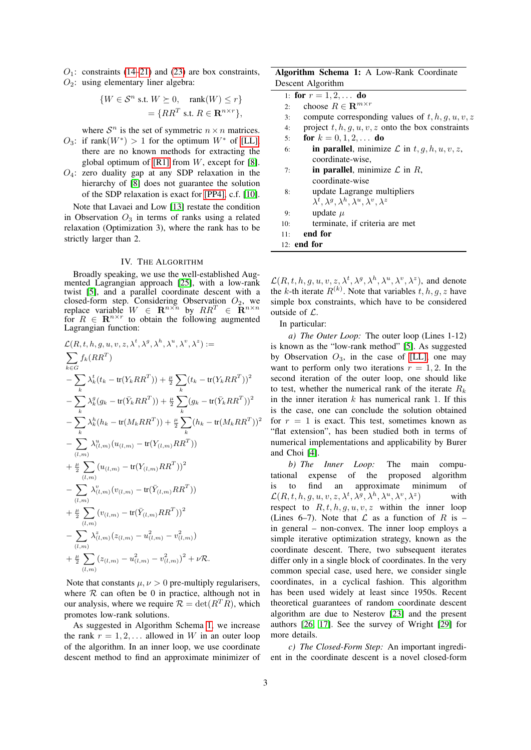$O_1$: constraints (14–21) and (23) are box constraints,
$O_2$: using elementary liner algebra:

$$\{W \in \mathcal{S}^n \text{ s.t. } W \succeq 0, \quad \text{rank}(W) \leq r\} \\ = \{RR^T \text{ s.t. } R \in \mathbf{R}^{n \times r}\},$$

where $\mathcal{S}^n$ is the set of symmetric $n \times n$ matrices.

$O_3$: if $\text{rank}(W^*) > 1$ for the optimum $W^*$ of [LL], there are no known methods for extracting the global optimum of [R1] from $W$, except for [8].

$O_4$: zero duality gap at any SDP relaxation in the hierarchy of [8] does not guarantee the solution of the SDP relaxation is exact for [PP4], c.f. [10].

Note that Lavaei and Low [13] restate the condition in Observation $O_3$ in terms of ranks using a related relaxation (Optimization 3), where the rank has to be strictly larger than 2.

## IV. The Algorithm

Broadly speaking, we use the well-established Augmented Lagrangian approach [25], with a low-rank twist [5], and a parallel coordinate descent with a closed-form step. Considering Observation $O_2$, we replace variable $W \in \mathbf{R}^{n \times n}$ by $RR^T \in \mathbf{R}^{n \times n}$ for $R \in \mathbf{R}^{n \times r}$ to obtain the following augmented Lagrangian function:

$$\begin{aligned}
&\mathcal{L}(R, t, h, g, u, v, z, \lambda^t, \lambda^g, \lambda^h, \lambda^u, \lambda^v, \lambda^z) := \\
&\sum_{k \in G} f_k(RR^T) \\
&- \sum_k \lambda^t_k (t_k - \text{tr}(Y_k RR^T)) + \tfrac{\mu}{2} \sum_k (t_k - \text{tr}(Y_k RR^T))^2 \\
&- \sum_k \lambda^g_k (g_k - \text{tr}(\bar{Y}_k RR^T)) + \tfrac{\mu}{2} \sum_k (g_k - \text{tr}(\bar{Y}_k RR^T))^2 \\
&- \sum_k \lambda^h_k (h_k - \text{tr}(M_k RR^T)) + \tfrac{\mu}{2} \sum_k (h_k - \text{tr}(M_k RR^T))^2 \\
&- \sum_{(l,m)} \lambda^u_{(l,m)} (u_{(l,m)} - \text{tr}(Y_{(l,m)} RR^T)) \\
&+ \tfrac{\mu}{2} \sum_{(l,m)} (u_{(l,m)} - \text{tr}(Y_{(l,m)} RR^T))^2 \\
&- \sum_{(l,m)} \lambda^v_{(l,m)} (v_{(l,m)} - \text{tr}(\bar{Y}_{(l,m)} RR^T)) \\
&+ \tfrac{\mu}{2} \sum_{(l,m)} (v_{(l,m)} - \text{tr}(\bar{Y}_{(l,m)} RR^T))^2 \\
&- \sum_{(l,m)} \lambda^z_{(l,m)} (z_{(l,m)} - u^2_{(l,m)} - v^2_{(l,m)}) \\
&+ \tfrac{\mu}{2} \sum_{(l,m)} (z_{(l,m)} - u^2_{(l,m)} - v^2_{(l,m)})^2 + \nu \mathcal{R}.
\end{aligned}$$

Note that constants $\mu, \nu > 0$ pre-multiply regularisers, where $\mathcal{R}$ can often be 0 in practice, although not in our analysis, where we require $\mathcal{R} = \det(R^T R)$, which promotes low-rank solutions.

As suggested in Algorithm Schema 1, we increase the rank $r = 1, 2, \ldots$ allowed in $W$ in an outer loop of the algorithm. In an inner loop, we use coordinate descent method to find an approximate minimizer of $\mathcal{L}(R, t, h, g, u, v, z, \lambda^t, \lambda^g, \lambda^h, \lambda^u, \lambda^v, \lambda^z)$, and denote the $k$-th iterate $R^{(k)}$. Note that variables $t, h, g, z$ have simple box constraints, which have to be considered outside of $\mathcal{L}$.

**Algorithm Schema 1:** A Low-Rank Coordinate Descent Algorithm

```
1:  for r = 1, 2, ... do
2:    choose R ∈ R^{m×r}
3:    compute corresponding values of t, h, g, u, v, z
4:    project t, h, g, u, v, z onto the box constraints
5:    for k = 0, 1, 2, ... do
6:      in parallel, minimize L in t, g, h, u, v, z,
        coordinate-wise,
7:      in parallel, minimize L in R,
        coordinate-wise
8:      update Lagrange multipliers
        λ^t, λ^g, λ^h, λ^u, λ^v, λ^z
9:      update μ
10:     terminate, if criteria are met
11:   end for
12: end for
```

In particular:

*a) The Outer Loop:* The outer loop (Lines 1-12) is known as the "low-rank method" [5]. As suggested by Observation $O_3$, in the case of [LL], one may want to perform only two iterations $r = 1, 2$. In the second iteration of the outer loop, one should like to test, whether the numerical rank of the iterate $R_k$ in the inner iteration $k$ has numerical rank 1. If this is the case, one can conclude the solution obtained for $r = 1$ is exact. This test, sometimes known as "flat extension", has been studied both in terms of numerical implementations and applicability by Burer and Choi [4].

*b) The Inner Loop:* The main computational expense of the proposed algorithm is to find an approximate minimum of $\mathcal{L}(R, t, h, g, u, v, z, \lambda^t, \lambda^g, \lambda^h, \lambda^u, \lambda^v, \lambda^z)$ with respect to $R, t, h, g, u, v, z$ within the inner loop (Lines 6–7). Note that $\mathcal{L}$ as a function of $R$ is – in general – non-convex. The inner loop employs a simple iterative optimization strategy, known as the coordinate descent. There, two subsequent iterates differ only in a single block of coordinates. In the very common special case, used here, we consider single coordinates, in a cyclical fashion. This algorithm has been used widely at least since 1950s. Recent theoretical guarantees of random coordinate descent algorithm are due to Nesterov [23] and the present authors [26] [17]. See the survey of Wright [29] for more details.

*c) The Closed-Form Step:* An important ingredient in the coordinate descent is a novel closed-form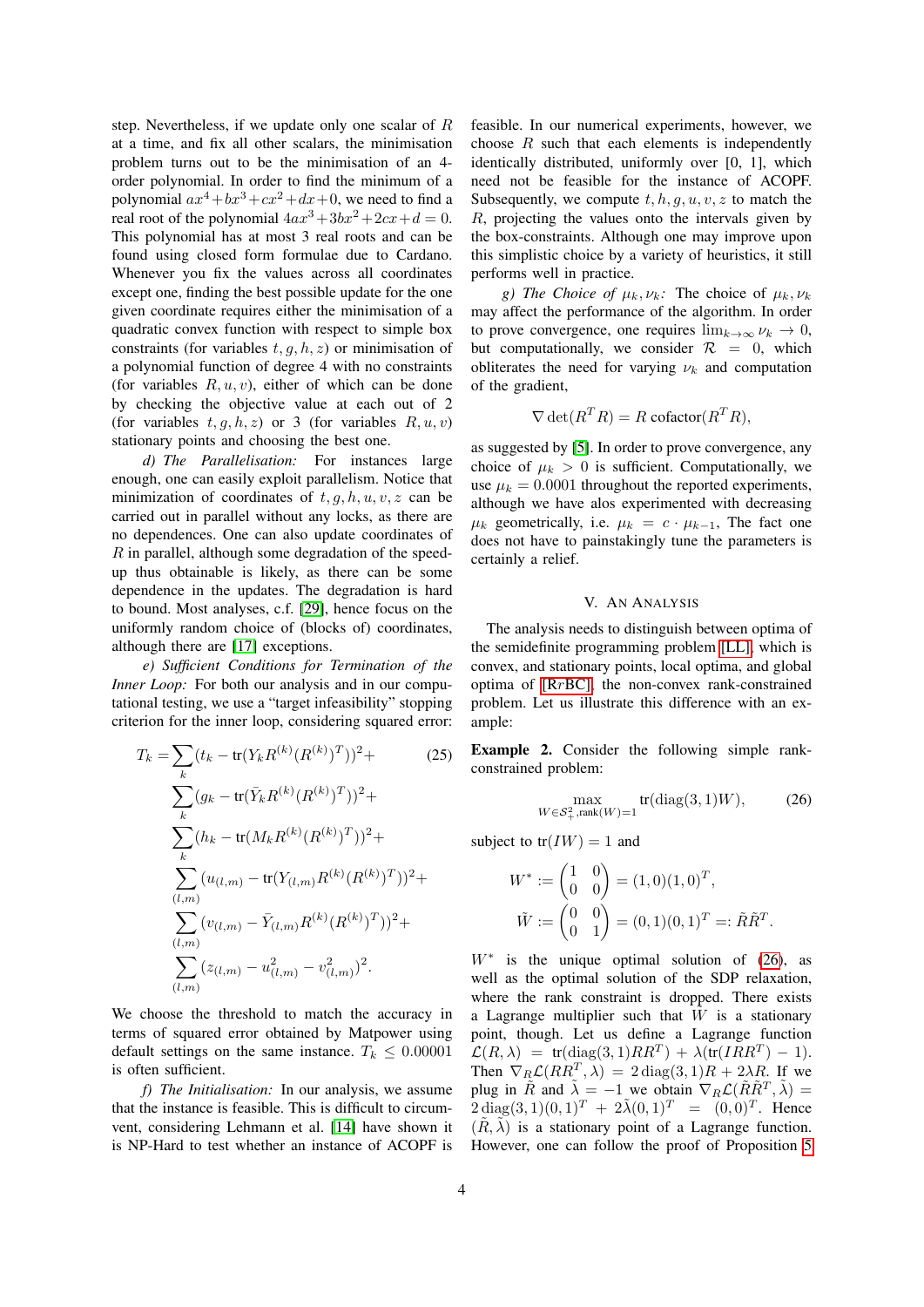step. Nevertheless, if we update only one scalar of $R$ at a time, and fix all other scalars, the minimisation problem turns out to be the minimisation of an 4-order polynomial. In order to find the minimum of a polynomial $ax^4+bx^3+cx^2+dx+0$, we need to find a real root of the polynomial $4ax^3+3bx^2+2cx+d=0$. This polynomial has at most 3 real roots and can be found using closed form formulae due to Cardano. Whenever you fix the values across all coordinates except one, finding the best possible update for the one given coordinate requires either the minimisation of a quadratic convex function with respect to simple box constraints (for variables $t, g, h, z$) or minimisation of a polynomial function of degree 4 with no constraints (for variables $R, u, v$), either of which can be done by checking the objective value at each out of 2 (for variables $t, g, h, z$) or 3 (for variables $R, u, v$) stationary points and choosing the best one.

*d) The Parallelisation:* For instances large enough, one can easily exploit parallelism. Notice that minimization of coordinates of $t, g, h, u, v, z$ can be carried out in parallel without any locks, as there are no dependences. One can also update coordinates of $R$ in parallel, although some degradation of the speed-up thus obtainable is likely, as there can be some dependence in the updates. The degradation is hard to bound. Most analyses, c.f. [29], hence focus on the uniformly random choice of (blocks of) coordinates, although there are [17] exceptions.

*e) Sufficient Conditions for Termination of the Inner Loop:* For both our analysis and in our computational testing, we use a "target infeasibility" stopping criterion for the inner loop, considering squared error:

$$
\begin{aligned}
T_k = &\sum_k (t_k - \mathrm{tr}(Y_k R^{(k)}(R^{(k)})^T))^2 + \\
&\sum_k (g_k - \mathrm{tr}(\bar{Y}_k R^{(k)}(R^{(k)})^T))^2 + \\
&\sum_k (h_k - \mathrm{tr}(M_k R^{(k)}(R^{(k)})^T))^2 + \\
&\sum_{(l,m)} (u_{(l,m)} - \mathrm{tr}(Y_{(l,m)} R^{(k)}(R^{(k)})^T))^2 + \\
&\sum_{(l,m)} (v_{(l,m)} - \bar{Y}_{(l,m)} R^{(k)}(R^{(k)})^T))^2 + \\
&\sum_{(l,m)} (z_{(l,m)} - u^2_{(l,m)} - v^2_{(l,m)})^2.
\end{aligned} \tag{25}
$$

We choose the threshold to match the accuracy in terms of squared error obtained by Matpower using default settings on the same instance. $T_k \le 0.00001$ is often sufficient.

*f) The Initialisation:* In our analysis, we assume that the instance is feasible. This is difficult to circumvent, considering Lehmann et al. [14] have shown it is NP-Hard to test whether an instance of ACOPF is feasible. In our numerical experiments, however, we choose $R$ such that each elements is independently identically distributed, uniformly over [0, 1], which need not be feasible for the instance of ACOPF. Subsequently, we compute $t, h, g, u, v, z$ to match the $R$, projecting the values onto the intervals given by the box-constraints. Although one may improve upon this simplistic choice by a variety of heuristics, it still performs well in practice.

*g) The Choice of $\mu_k, \nu_k$:* The choice of $\mu_k, \nu_k$ may affect the performance of the algorithm. In order to prove convergence, one requires $\lim_{k\to\infty} \nu_k \to 0$, but computationally, we consider $\mathcal{R} = 0$, which obliterates the need for varying $\nu_k$ and computation of the gradient,

$$\nabla \det(R^T R) = R \,\mathrm{cofactor}(R^T R),$$

as suggested by [5]. In order to prove convergence, any choice of $\mu_k > 0$ is sufficient. Computationally, we use $\mu_k = 0.0001$ throughout the reported experiments, although we have alos experimented with decreasing $\mu_k$ geometrically, i.e. $\mu_k = c \cdot \mu_{k-1}$. The fact one does not have to painstakingly tune the parameters is certainly a relief.

## V. An Analysis

The analysis needs to distinguish between optima of the semidefinite programming problem [LL], which is convex, and stationary points, local optima, and global optima of [R$r$BC], the non-convex rank-constrained problem. Let us illustrate this difference with an example:

**Example 2.** Consider the following simple rank-constrained problem:

$$\max_{W \in \mathcal{S}^2_+, \mathrm{rank}(W)=1} \mathrm{tr}(\mathrm{diag}(3,1)W), \tag{26}$$

subject to $\mathrm{tr}(IW) = 1$ and

$$
\begin{aligned}
W^* &:= \begin{pmatrix} 1 & 0 \\ 0 & 0 \end{pmatrix} = (1,0)(1,0)^T, \\
\tilde{W} &:= \begin{pmatrix} 0 & 0 \\ 0 & 1 \end{pmatrix} = (0,1)(0,1)^T =: \tilde{R}\tilde{R}^T.
\end{aligned}
$$

$W^*$ is the unique optimal solution of (26), as well as the optimal solution of the SDP relaxation, where the rank constraint is dropped. There exists a Lagrange multiplier such that $\tilde{W}$ is a stationary point, though. Let us define a Lagrange function $\mathcal{L}(R, \lambda) = \mathrm{tr}(\mathrm{diag}(3,1)RR^T) + \lambda(\mathrm{tr}(IRR^T) - 1)$. Then $\nabla_R \mathcal{L}(RR^T, \lambda) = 2\,\mathrm{diag}(3,1)R + 2\lambda R$. If we plug in $\tilde{R}$ and $\tilde{\lambda} = -1$ we obtain $\nabla_R \mathcal{L}(\tilde{R}\tilde{R}^T, \tilde{\lambda}) = 2\,\mathrm{diag}(3,1)(0,1)^T + 2\tilde{\lambda}(0,1)^T = (0,0)^T$. Hence $(\tilde{R}, \tilde{\lambda})$ is a stationary point of a Lagrange function. However, one can follow the proof of Proposition 5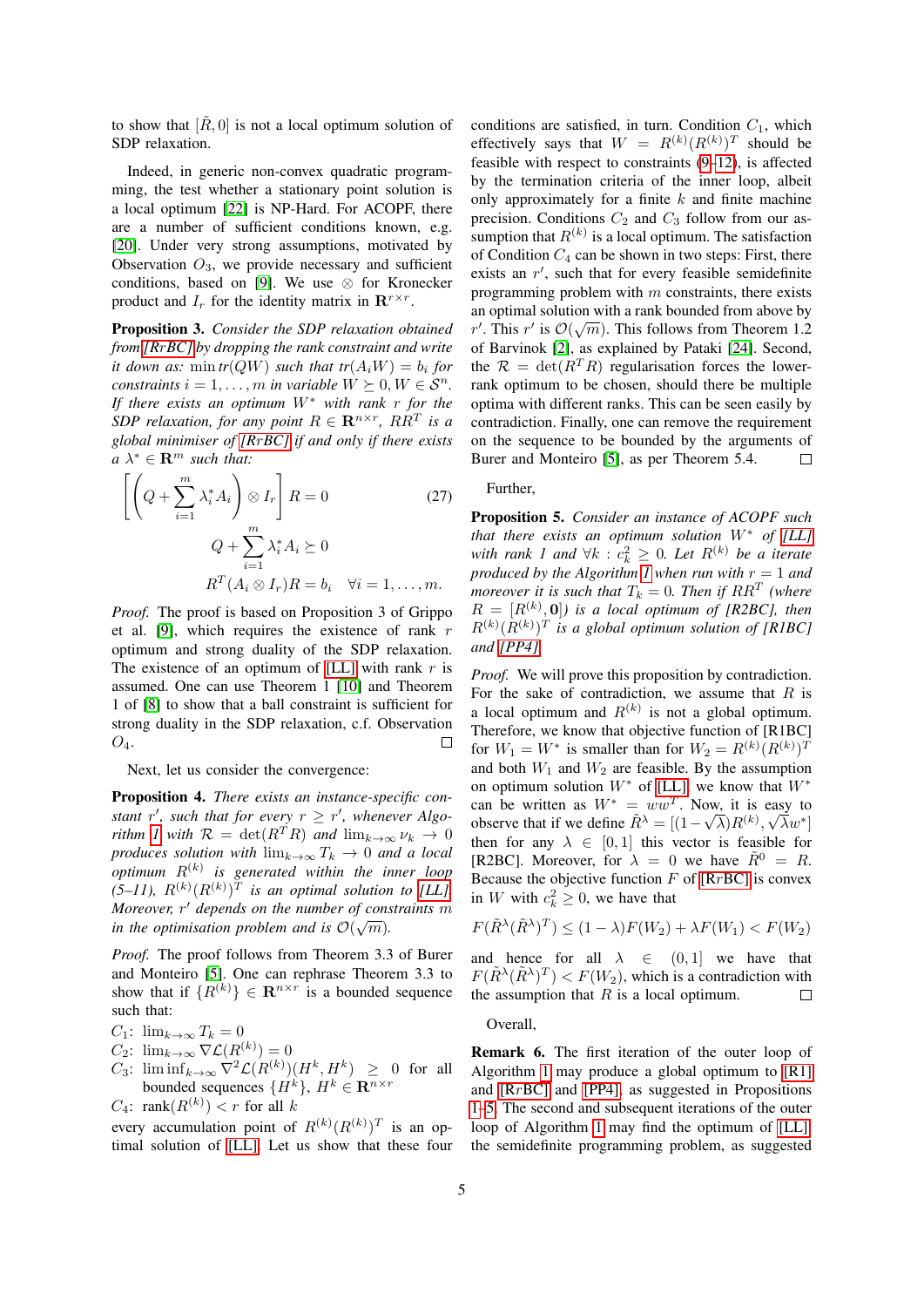to show that $[\tilde{R}, 0]$ is not a local optimum solution of SDP relaxation.

Indeed, in generic non-convex quadratic programming, the test whether a stationary point solution is a local optimum [22] is NP-Hard. For ACOPF, there are a number of sufficient conditions known, e.g. [20]. Under very strong assumptions, motivated by Observation $O_3$, we provide necessary and sufficient conditions, based on [9]. We use $\otimes$ for Kronecker product and $I_r$ for the identity matrix in $\mathbf{R}^{r\times r}$.

**Proposition 3.** *Consider the SDP relaxation obtained from [RrBC] by dropping the rank constraint and write it down as: $\min tr(QW)$ such that $tr(A_i W) = b_i$ for constraints $i = 1, \ldots, m$ in variable $W \succeq 0, W \in \mathcal{S}^n$. If there exists an optimum $W^*$ with rank $r$ for the SDP relaxation, for any point $R \in \mathbf{R}^{n\times r}$, $RR^T$ is a global minimiser of [RrBC] if and only if there exists a $\lambda^* \in \mathbf{R}^m$ such that:*

$$\left[\left(Q + \sum_{i=1}^{m} \lambda_i^* A_i\right) \otimes I_r\right] R = 0 \tag{27}$$

$$Q + \sum_{i=1}^{m} \lambda_i^* A_i \succeq 0$$

$$R^T(A_i \otimes I_r)R = b_i \quad \forall i = 1, \ldots, m.$$

*Proof.* The proof is based on Proposition 3 of Grippo et al. [9], which requires the existence of rank $r$ optimum and strong duality of the SDP relaxation. The existence of an optimum of [LL] with rank $r$ is assumed. One can use Theorem 1 [10] and Theorem 1 of [8] to show that a ball constraint is sufficient for strong duality in the SDP relaxation, c.f. Observation $O_4$. $\square$

Next, let us consider the convergence:

**Proposition 4.** *There exists an instance-specific constant $r'$, such that for every $r \geq r'$, whenever Algorithm 1 with $\mathcal{R} = \det(R^T R)$ and $\lim_{k\to\infty} \nu_k \to 0$ produces solution with $\lim_{k\to\infty} T_k = 0$ and a local optimum $R^{(k)}$ is generated within the inner loop (5–11), $R^{(k)}(R^{(k)})^T$ is an optimal solution to [LL]. Moreover, $r'$ depends on the number of constraints $m$ in the optimisation problem and is $\mathcal{O}(\sqrt{m})$.*

*Proof.* The proof follows from Theorem 3.3 of Burer and Monteiro [5]. One can rephrase Theorem 3.3 to show that if $\{R^{(k)}\} \in \mathbf{R}^{n\times r}$ is a bounded sequence such that:

$C_1$: $\lim_{k\to\infty} T_k = 0$
$C_2$: $\lim_{k\to\infty} \nabla \mathcal{L}(R^{(k)}) = 0$
$C_3$: $\liminf_{k\to\infty} \nabla^2 \mathcal{L}(R^{(k)})(H^k, H^k) \geq 0$ for all bounded sequences $\{H^k\}$, $H^k \in \mathbf{R}^{n\times r}$
$C_4$: $\text{rank}(R^{(k)}) < r$ for all $k$

every accumulation point of $R^{(k)}(R^{(k)})^T$ is an optimal solution of [LL]. Let us show that these four conditions are satisfied, in turn. Condition $C_1$, which effectively says that $W = R^{(k)}(R^{(k)})^T$ should be feasible with respect to constraints (9–12), is affected by the termination criteria of the inner loop, albeit only approximately for a finite $k$ and finite machine precision. Conditions $C_2$ and $C_3$ follow from our assumption that $R^{(k)}$ is a local optimum. The satisfaction of Condition $C_4$ can be shown in two steps: First, there exists an $r'$, such that for every feasible semidefinite programming problem with $m$ constraints, there exists an optimal solution with a rank bounded from above by $r'$. This $r'$ is $\mathcal{O}(\sqrt{m})$. This follows from Theorem 1.2 of Barvinok [2], as explained by Pataki [24]. Second, the $\mathcal{R} = \det(R^T R)$ regularisation forces the lower-rank optimum to be chosen, should there be multiple optima with different ranks. This can be seen easily by contradiction. Finally, one can remove the requirement on the sequence to be bounded by the arguments of Burer and Monteiro [5], as per Theorem 5.4. $\square$

Further,

**Proposition 5.** *Consider an instance of ACOPF such that there exists an optimum solution $W^*$ of [LL] with rank 1 and $\forall k : c_k^2 \geq 0$. Let $R^{(k)}$ be a iterate produced by the Algorithm 1 when run with $r = 1$ and moreover it is such that $T_k = 0$. Then if $RR^T$ (where $R = [R^{(k)}, \mathbf{0}]$) is a local optimum of [R2BC], then $R^{(k)}(R^{(k)})^T$ is a global optimum solution of [R1BC] and [PP4].*

*Proof.* We will prove this proposition by contradiction. For the sake of contradiction, we assume that $R$ is a local optimum and $R^{(k)}$ is not a global optimum. Therefore, we know that objective function of [R1BC] for $W_1 = W^*$ is smaller than for $W_2 = R^{(k)}(R^{(k)})^T$ and both $W_1$ and $W_2$ are feasible. By the assumption on optimum solution $W^*$ of [LL] we know that $W^*$ can be written as $W^* = ww^T$. Now, it is easy to observe that if we define $\tilde{R}^\lambda = [(1-\sqrt{\lambda})R^{(k)}, \sqrt{\lambda}w^*]$ then for any $\lambda \in [0, 1]$ this vector is feasible for [R2BC]. Moreover, for $\lambda = 0$ we have $\tilde{R}^0 = R$. Because the objective function $F$ of [RrBC] is convex in $W$ with $c_k^2 \geq 0$, we have that

$$F(\tilde{R}^\lambda(\tilde{R}^\lambda)^T) \leq (1-\lambda)F(W_2) + \lambda F(W_1) < F(W_2)$$

and hence for all $\lambda \in (0, 1]$ we have that $F(\tilde{R}^\lambda(\tilde{R}^\lambda)^T) < F(W_2)$, which is a contradiction with the assumption that $R$ is a local optimum. $\square$

Overall,

**Remark 6.** The first iteration of the outer loop of Algorithm 1 may produce a global optimum to [R1] and [RrBC] and [PP4], as suggested in Propositions 1–5. The second and subsequent iterations of the outer loop of Algorithm 1 may find the optimum of [LL], the semidefinite programming problem, as suggested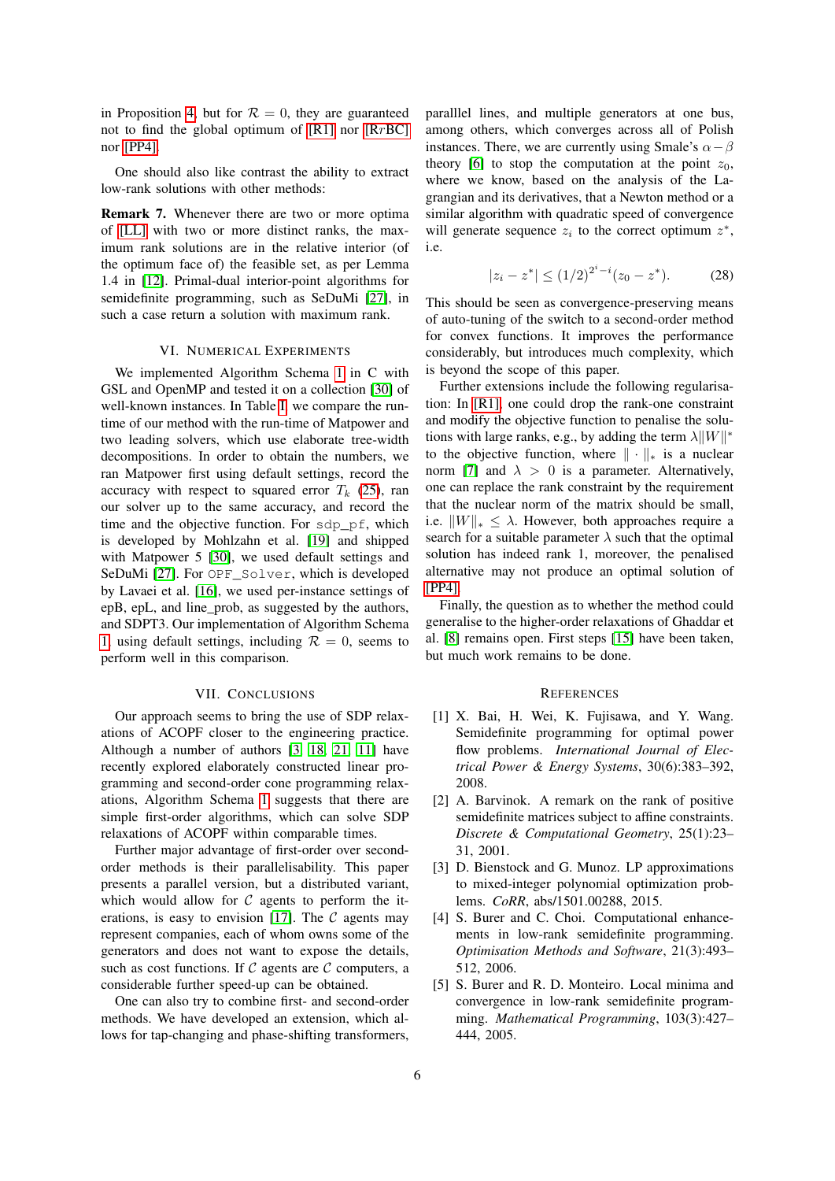in Proposition 4, but for $\mathcal{R} = 0$, they are guaranteed not to find the global optimum of [R1] nor [R$r$BC] nor [PP4].

One should also like contrast the ability to extract low-rank solutions with other methods:

**Remark 7.** Whenever there are two or more optima of [LL] with two or more distinct ranks, the maximum rank solutions are in the relative interior (of the optimum face of) the feasible set, as per Lemma 1.4 in [12]. Primal-dual interior-point algorithms for semidefinite programming, such as SeDuMi [27], in such a case return a solution with maximum rank.

## VI. Numerical Experiments

We implemented Algorithm Schema 1 in C with GSL and OpenMP and tested it on a collection [30] of well-known instances. In Table I, we compare the run-time of our method with the run-time of Matpower and two leading solvers, which use elaborate tree-width decompositions. In order to obtain the numbers, we ran Matpower first using default settings, record the accuracy with respect to squared error $T_k$ (25), ran our solver up to the same accuracy, and record the time and the objective function. For `sdp_pf`, which is developed by Mohlzahn et al. [19] and shipped with Matpower 5 [30], we used default settings and SeDuMi [27]. For `OPF_Solver`, which is developed by Lavaei et al. [16], we used per-instance settings of epB, epL, and line_prob, as suggested by the authors, and SDPT3. Our implementation of Algorithm Schema 1 using default settings, including $\mathcal{R} = 0$, seems to perform well in this comparison.

## VII. Conclusions

Our approach seems to bring the use of SDP relaxations of ACOPF closer to the engineering practice. Although a number of authors [3, 18, 21, 11] have recently explored elaborately constructed linear programming and second-order cone programming relaxations, Algorithm Schema 1 suggests that there are simple first-order algorithms, which can solve SDP relaxations of ACOPF within comparable times.

Further major advantage of first-order over second-order methods is their parallelisability. This paper presents a parallel version, but a distributed variant, which would allow for $\mathcal{C}$ agents to perform the iterations, is easy to envision [17]. The $\mathcal{C}$ agents may represent companies, each of whom owns some of the generators and does not want to expose the details, such as cost functions. If $\mathcal{C}$ agents are $\mathcal{C}$ computers, a considerable further speed-up can be obtained.

One can also try to combine first- and second-order methods. We have developed an extension, which allows for tap-changing and phase-shifting transformers, paralllel lines, and multiple generators at one bus, among others, which converges across all of Polish instances. There, we are currently using Smale's $\alpha-\beta$ theory [6] to stop the computation at the point $z_0$, where we know, based on the analysis of the Lagrangian and its derivatives, that a Newton method or a similar algorithm with quadratic speed of convergence will generate sequence $z_i$ to the correct optimum $z^*$, i.e.

$$|z_i - z^*| \leq (1/2)^{2^i - i}(z_0 - z^*). \tag{28}$$

This should be seen as convergence-preserving means of auto-tuning of the switch to a second-order method for convex functions. It improves the performance considerably, but introduces much complexity, which is beyond the scope of this paper.

Further extensions include the following regularisation: In [R1], one could drop the rank-one constraint and modify the objective function to penalise the solutions with large ranks, e.g., by adding the term $\lambda \|W\|^*$ to the objective function, where $\|\cdot\|_*$ is a nuclear norm [7] and $\lambda > 0$ is a parameter. Alternatively, one can replace the rank constraint by the requirement that the nuclear norm of the matrix should be small, i.e. $\|W\|_* \leq \lambda$. However, both approaches require a search for a suitable parameter $\lambda$ such that the optimal solution has indeed rank 1, moreover, the penalised alternative may not produce an optimal solution of [PP4].

Finally, the question as to whether the method could generalise to the higher-order relaxations of Ghaddar et al. [8] remains open. First steps [15] have been taken, but much work remains to be done.

## References

[1] X. Bai, H. Wei, K. Fujisawa, and Y. Wang. Semidefinite programming for optimal power flow problems. *International Journal of Electrical Power & Energy Systems*, 30(6):383–392, 2008.

[2] A. Barvinok. A remark on the rank of positive semidefinite matrices subject to affine constraints. *Discrete & Computational Geometry*, 25(1):23–31, 2001.

[3] D. Bienstock and G. Munoz. LP approximations to mixed-integer polynomial optimization problems. *CoRR*, abs/1501.00288, 2015.

[4] S. Burer and C. Choi. Computational enhancements in low-rank semidefinite programming. *Optimisation Methods and Software*, 21(3):493–512, 2006.

[5] S. Burer and R. D. Monteiro. Local minima and convergence in low-rank semidefinite programming. *Mathematical Programming*, 103(3):427–444, 2005.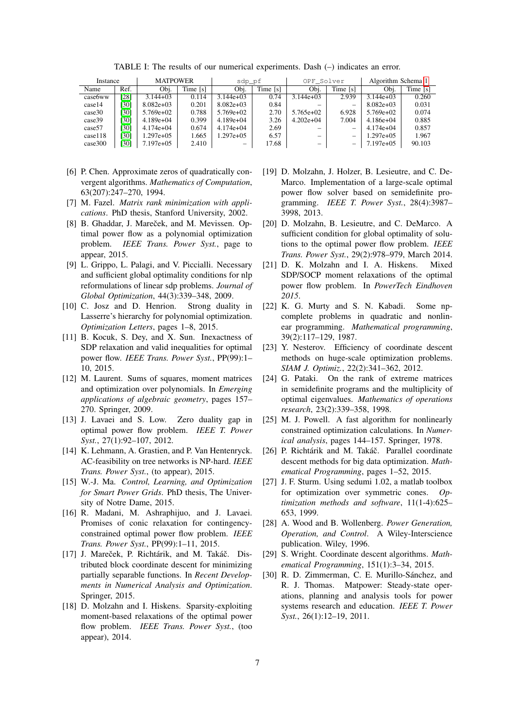TABLE I: The results of our numerical experiments. Dash (–) indicates an error.

| Instance | | MATPOWER | | sdp_pf | | OPF_Solver | | Algorithm Schema 1 | |
|---|---|---|---|---|---|---|---|---|---|
| Name | Ref. | Obj. | Time [s] | Obj. | Time [s] | Obj. | Time [s] | Obj. | Time [s] |
| case6ww | [28] | 3.144e+03 | 0.114 | 3.144e+03 | 0.74 | 3.144e+03 | 2.939 | 3.144e+03 | 0.260 |
| case14 | [30] | 8.082e+03 | 0.201 | 8.082e+03 | 0.84 | – | – | 8.082e+03 | 0.031 |
| case30 | [30] | 5.769e+02 | 0.788 | 5.769e+02 | 2.70 | 5.765e+02 | 6.928 | 5.769e+02 | 0.074 |
| case39 | [30] | 4.189e+04 | 0.399 | 4.189e+04 | 3.26 | 4.202e+04 | 7.004 | 4.186e+04 | 0.885 |
| case57 | [30] | 4.174e+04 | 0.674 | 4.174e+04 | 2.69 | – | – | 4.174e+04 | 0.857 |
| case118 | [30] | 1.297e+05 | 1.665 | 1.297e+05 | 6.57 | – | – | 1.297e+05 | 1.967 |
| case300 | [30] | 7.197e+05 | 2.410 | – | 17.68 | – | – | 7.197e+05 | 90.103 |

[6] P. Chen. Approximate zeros of quadratically convergent algorithms. *Mathematics of Computation*, 63(207):247–270, 1994.

[7] M. Fazel. *Matrix rank minimization with applications*. PhD thesis, Stanford University, 2002.

[8] B. Ghaddar, J. Mareček, and M. Mevissen. Optimal power flow as a polynomial optimization problem. *IEEE Trans. Power Syst.*, page to appear, 2015.

[9] L. Grippo, L. Palagi, and V. Piccialli. Necessary and sufficient global optimality conditions for nlp reformulations of linear sdp problems. *Journal of Global Optimization*, 44(3):339–348, 2009.

[10] C. Josz and D. Henrion. Strong duality in Lasserre's hierarchy for polynomial optimization. *Optimization Letters*, pages 1–8, 2015.

[11] B. Kocuk, S. Dey, and X. Sun. Inexactness of SDP relaxation and valid inequalities for optimal power flow. *IEEE Trans. Power Syst.*, PP(99):1–10, 2015.

[12] M. Laurent. Sums of squares, moment matrices and optimization over polynomials. In *Emerging applications of algebraic geometry*, pages 157–270. Springer, 2009.

[13] J. Lavaei and S. Low. Zero duality gap in optimal power flow problem. *IEEE T. Power Syst.*, 27(1):92–107, 2012.

[14] K. Lehmann, A. Grastien, and P. Van Hentenryck. AC-feasibility on tree networks is NP-hard. *IEEE Trans. Power Syst.*, (to appear), 2015.

[15] W.-J. Ma. *Control, Learning, and Optimization for Smart Power Grids*. PhD thesis, The University of Notre Dame, 2015.

[16] R. Madani, M. Ashraphijuo, and J. Lavaei. Promises of conic relaxation for contingency-constrained optimal power flow problem. *IEEE Trans. Power Syst.*, PP(99):1–11, 2015.

[17] J. Mareček, P. Richtárik, and M. Takáč. Distributed block coordinate descent for minimizing partially separable functions. In *Recent Developments in Numerical Analysis and Optimization*. Springer, 2015.

[18] D. Molzahn and I. Hiskens. Sparsity-exploiting moment-based relaxations of the optimal power flow problem. *IEEE Trans. Power Syst.*, (too appear), 2014.

[19] D. Molzahn, J. Holzer, B. Lesieutre, and C. DeMarco. Implementation of a large-scale optimal power flow solver based on semidefinite programming. *IEEE T. Power Syst.*, 28(4):3987–3998, 2013.

[20] D. Molzahn, B. Lesieutre, and C. DeMarco. A sufficient condition for global optimality of solutions to the optimal power flow problem. *IEEE Trans. Power Syst.*, 29(2):978–979, March 2014.

[21] D. K. Molzahn and I. A. Hiskens. Mixed SDP/SOCP moment relaxations of the optimal power flow problem. In *PowerTech Eindhoven 2015*.

[22] K. G. Murty and S. N. Kabadi. Some np-complete problems in quadratic and nonlinear programming. *Mathematical programming*, 39(2):117–129, 1987.

[23] Y. Nesterov. Efficiency of coordinate descent methods on huge-scale optimization problems. *SIAM J. Optimiz.*, 22(2):341–362, 2012.

[24] G. Pataki. On the rank of extreme matrices in semidefinite programs and the multiplicity of optimal eigenvalues. *Mathematics of operations research*, 23(2):339–358, 1998.

[25] M. J. Powell. A fast algorithm for nonlinearly constrained optimization calculations. In *Numerical analysis*, pages 144–157. Springer, 1978.

[26] P. Richtárik and M. Takáč. Parallel coordinate descent methods for big data optimization. *Mathematical Programming*, pages 1–52, 2015.

[27] J. F. Sturm. Using sedumi 1.02, a matlab toolbox for optimization over symmetric cones. *Optimization methods and software*, 11(1-4):625–653, 1999.

[28] A. Wood and B. Wollenberg. *Power Generation, Operation, and Control*. A Wiley-Interscience publication. Wiley, 1996.

[29] S. Wright. Coordinate descent algorithms. *Mathematical Programming*, 151(1):3–34, 2015.

[30] R. D. Zimmerman, C. E. Murillo-Sánchez, and R. J. Thomas. Matpower: Steady-state operations, planning and analysis tools for power systems research and education. *IEEE T. Power Syst.*, 26(1):12–19, 2011.